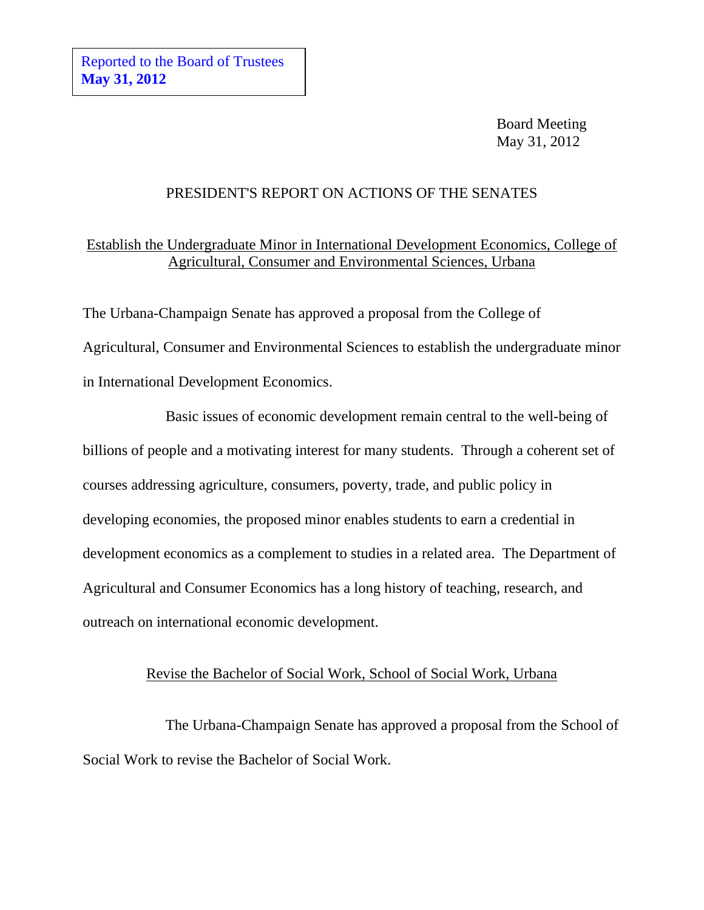Reported to the Board of Trustees
**May 31, 2012**

Board Meeting
May 31, 2012

# PRESIDENT'S REPORT ON ACTIONS OF THE SENATES

## Establish the Undergraduate Minor in International Development Economics, College of Agricultural, Consumer and Environmental Sciences, Urbana

The Urbana-Champaign Senate has approved a proposal from the College of Agricultural, Consumer and Environmental Sciences to establish the undergraduate minor in International Development Economics.

Basic issues of economic development remain central to the well-being of billions of people and a motivating interest for many students. Through a coherent set of courses addressing agriculture, consumers, poverty, trade, and public policy in developing economies, the proposed minor enables students to earn a credential in development economics as a complement to studies in a related area. The Department of Agricultural and Consumer Economics has a long history of teaching, research, and outreach on international economic development.

## Revise the Bachelor of Social Work, School of Social Work, Urbana

The Urbana-Champaign Senate has approved a proposal from the School of Social Work to revise the Bachelor of Social Work.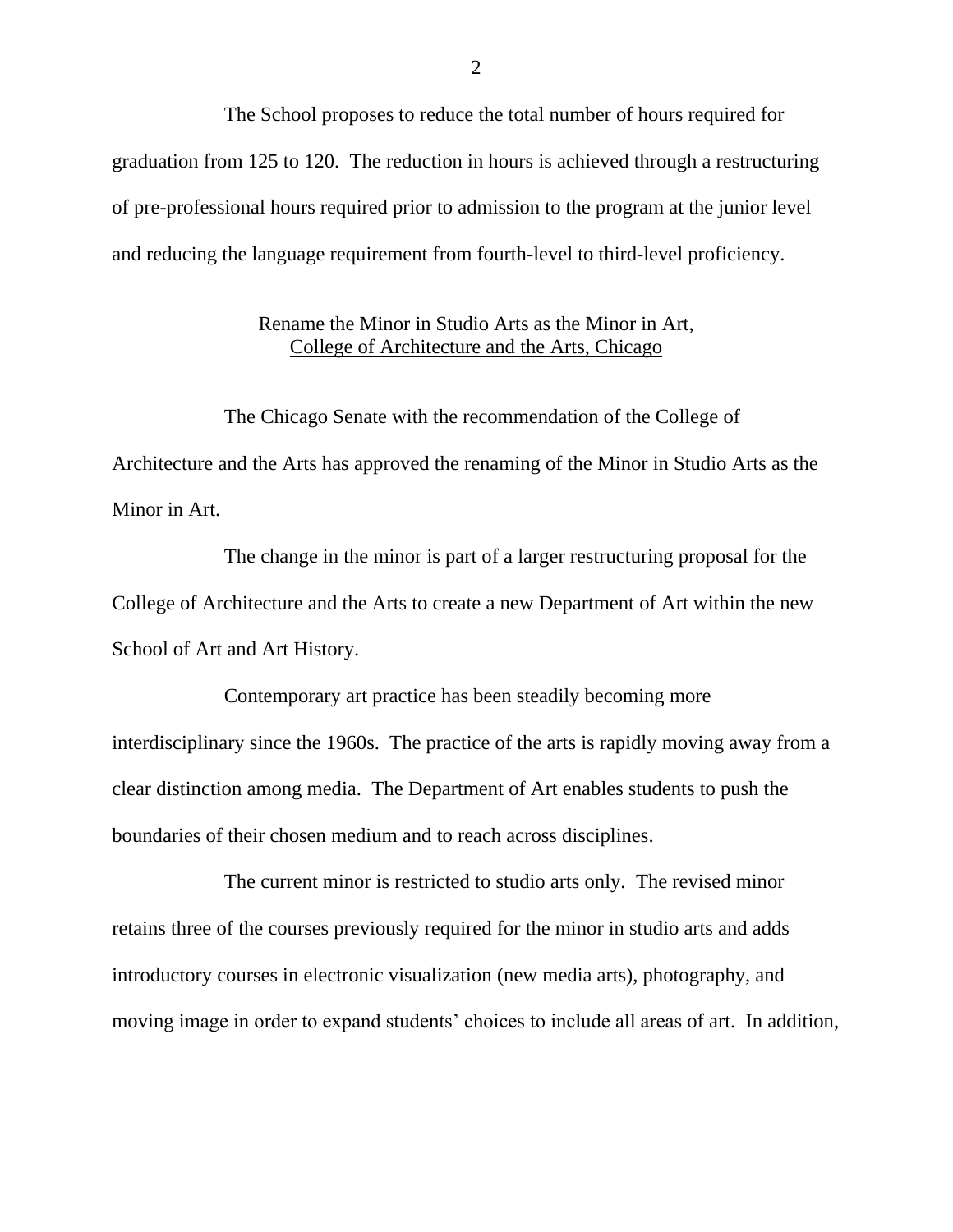The School proposes to reduce the total number of hours required for graduation from 125 to 120. The reduction in hours is achieved through a restructuring of pre-professional hours required prior to admission to the program at the junior level and reducing the language requirement from fourth-level to third-level proficiency.

## Rename the Minor in Studio Arts as the Minor in Art, College of Architecture and the Arts, Chicago

The Chicago Senate with the recommendation of the College of Architecture and the Arts has approved the renaming of the Minor in Studio Arts as the Minor in Art.

The change in the minor is part of a larger restructuring proposal for the College of Architecture and the Arts to create a new Department of Art within the new School of Art and Art History.

Contemporary art practice has been steadily becoming more interdisciplinary since the 1960s. The practice of the arts is rapidly moving away from a clear distinction among media. The Department of Art enables students to push the boundaries of their chosen medium and to reach across disciplines.

The current minor is restricted to studio arts only. The revised minor retains three of the courses previously required for the minor in studio arts and adds introductory courses in electronic visualization (new media arts), photography, and moving image in order to expand students' choices to include all areas of art. In addition,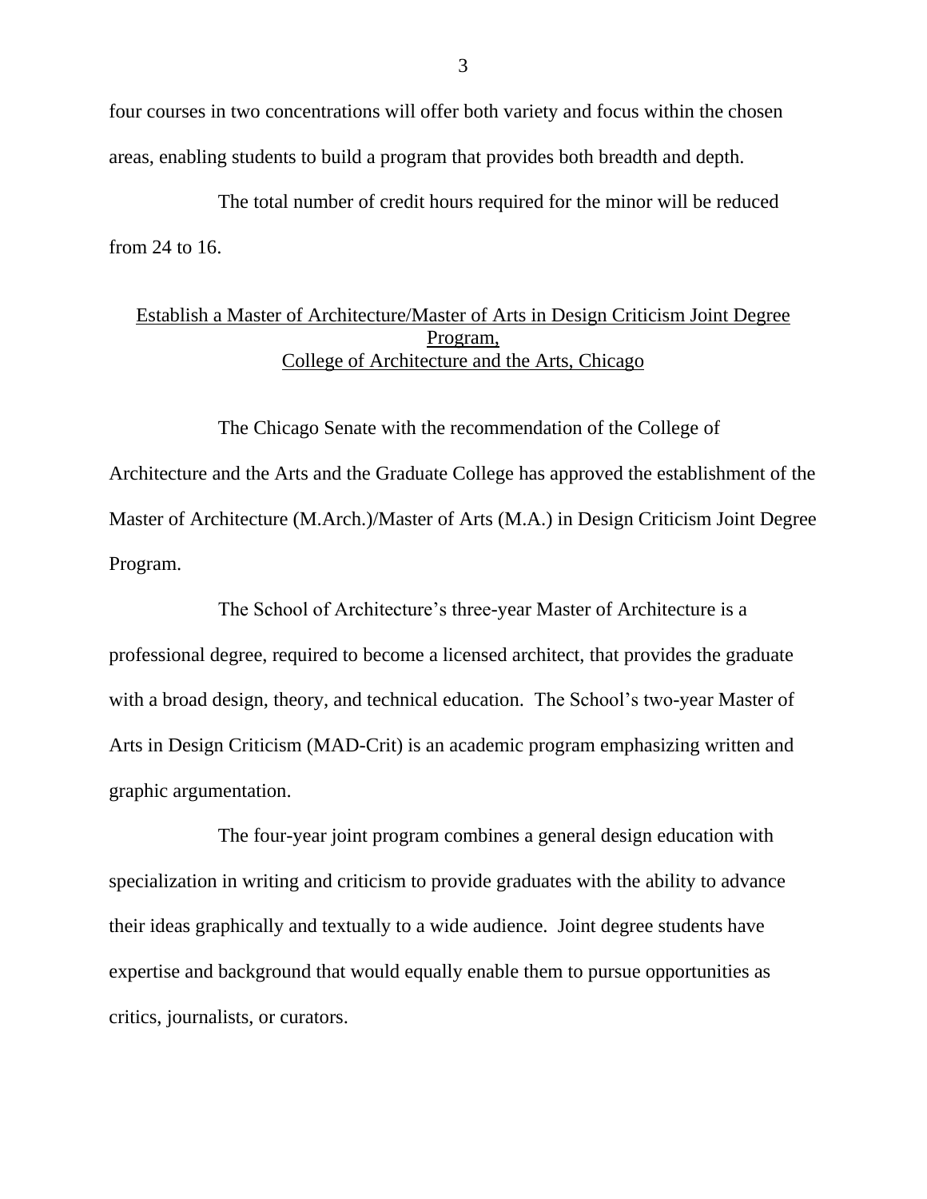four courses in two concentrations will offer both variety and focus within the chosen areas, enabling students to build a program that provides both breadth and depth.

The total number of credit hours required for the minor will be reduced from 24 to 16.

## Establish a Master of Architecture/Master of Arts in Design Criticism Joint Degree Program, College of Architecture and the Arts, Chicago

The Chicago Senate with the recommendation of the College of Architecture and the Arts and the Graduate College has approved the establishment of the Master of Architecture (M.Arch.)/Master of Arts (M.A.) in Design Criticism Joint Degree Program.

The School of Architecture's three-year Master of Architecture is a professional degree, required to become a licensed architect, that provides the graduate with a broad design, theory, and technical education. The School's two-year Master of Arts in Design Criticism (MAD-Crit) is an academic program emphasizing written and graphic argumentation.

The four-year joint program combines a general design education with specialization in writing and criticism to provide graduates with the ability to advance their ideas graphically and textually to a wide audience. Joint degree students have expertise and background that would equally enable them to pursue opportunities as critics, journalists, or curators.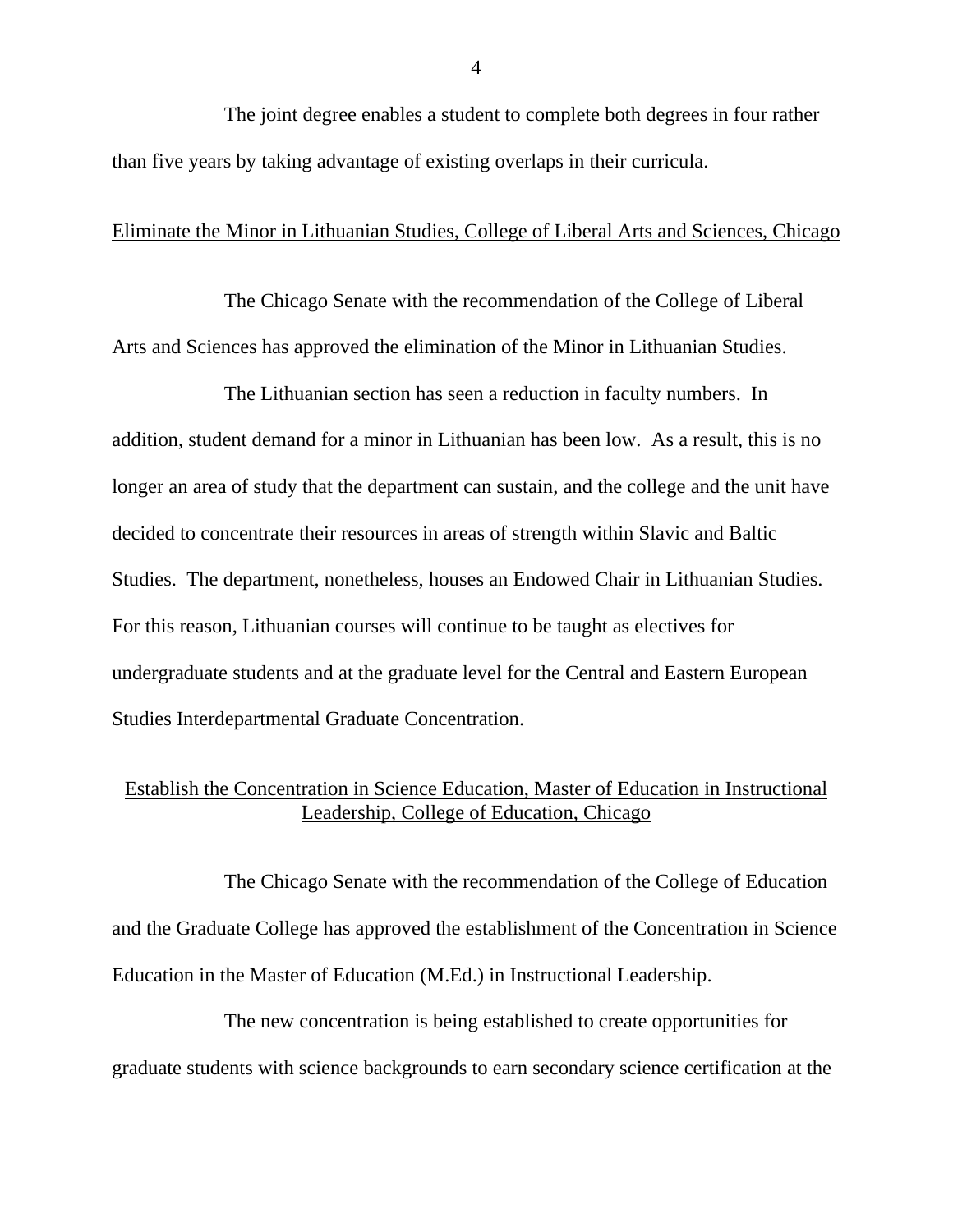The joint degree enables a student to complete both degrees in four rather than five years by taking advantage of existing overlaps in their curricula.

<u>Eliminate the Minor in Lithuanian Studies, College of Liberal Arts and Sciences, Chicago</u>

The Chicago Senate with the recommendation of the College of Liberal Arts and Sciences has approved the elimination of the Minor in Lithuanian Studies.

The Lithuanian section has seen a reduction in faculty numbers. In addition, student demand for a minor in Lithuanian has been low. As a result, this is no longer an area of study that the department can sustain, and the college and the unit have decided to concentrate their resources in areas of strength within Slavic and Baltic Studies. The department, nonetheless, houses an Endowed Chair in Lithuanian Studies. For this reason, Lithuanian courses will continue to be taught as electives for undergraduate students and at the graduate level for the Central and Eastern European Studies Interdepartmental Graduate Concentration.

<u>Establish the Concentration in Science Education, Master of Education in Instructional Leadership, College of Education, Chicago</u>

The Chicago Senate with the recommendation of the College of Education and the Graduate College has approved the establishment of the Concentration in Science Education in the Master of Education (M.Ed.) in Instructional Leadership.

The new concentration is being established to create opportunities for graduate students with science backgrounds to earn secondary science certification at the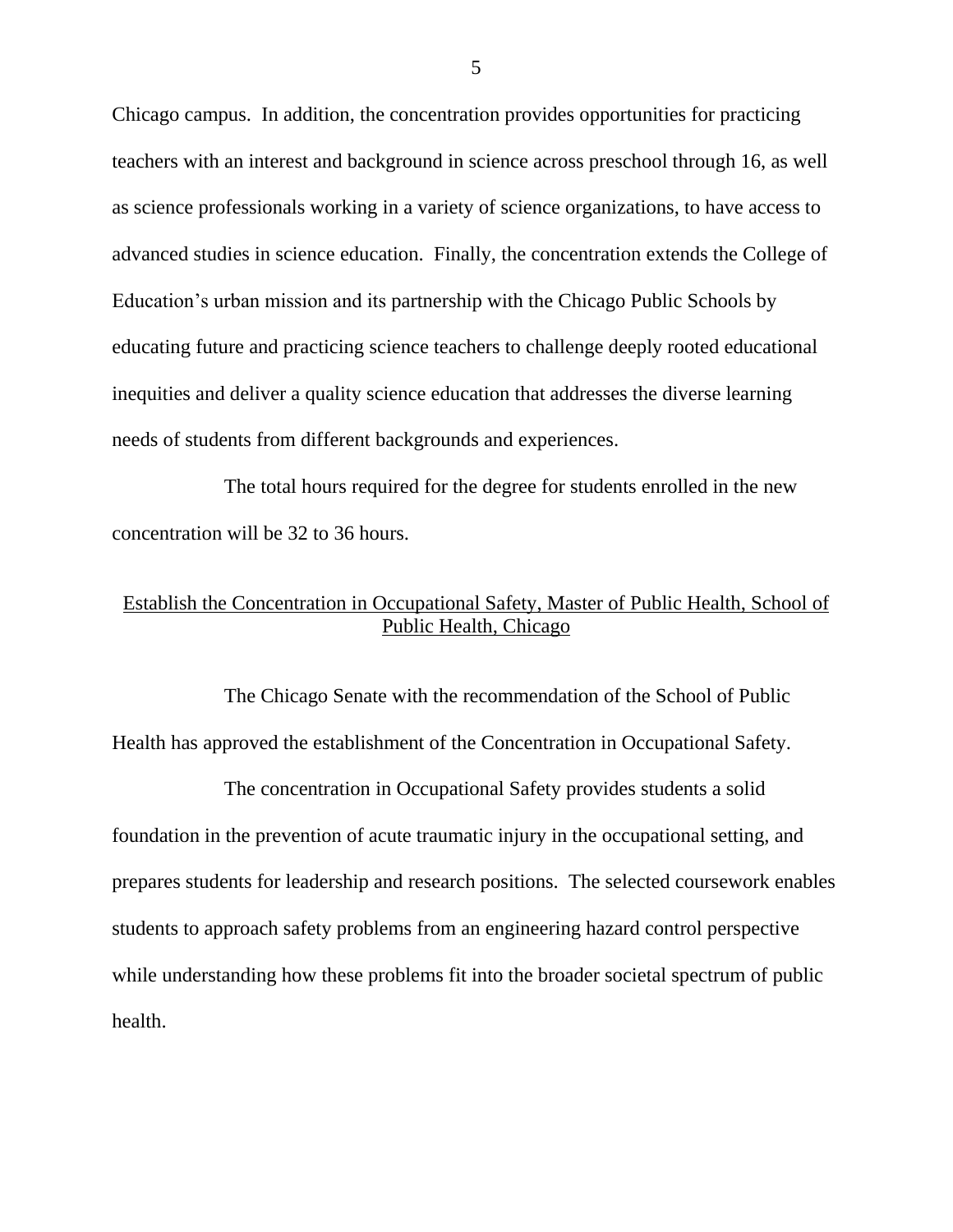Chicago campus. In addition, the concentration provides opportunities for practicing teachers with an interest and background in science across preschool through 16, as well as science professionals working in a variety of science organizations, to have access to advanced studies in science education. Finally, the concentration extends the College of Education's urban mission and its partnership with the Chicago Public Schools by educating future and practicing science teachers to challenge deeply rooted educational inequities and deliver a quality science education that addresses the diverse learning needs of students from different backgrounds and experiences.

The total hours required for the degree for students enrolled in the new concentration will be 32 to 36 hours.

## Establish the Concentration in Occupational Safety, Master of Public Health, School of Public Health, Chicago

The Chicago Senate with the recommendation of the School of Public Health has approved the establishment of the Concentration in Occupational Safety.

The concentration in Occupational Safety provides students a solid foundation in the prevention of acute traumatic injury in the occupational setting, and prepares students for leadership and research positions. The selected coursework enables students to approach safety problems from an engineering hazard control perspective while understanding how these problems fit into the broader societal spectrum of public health.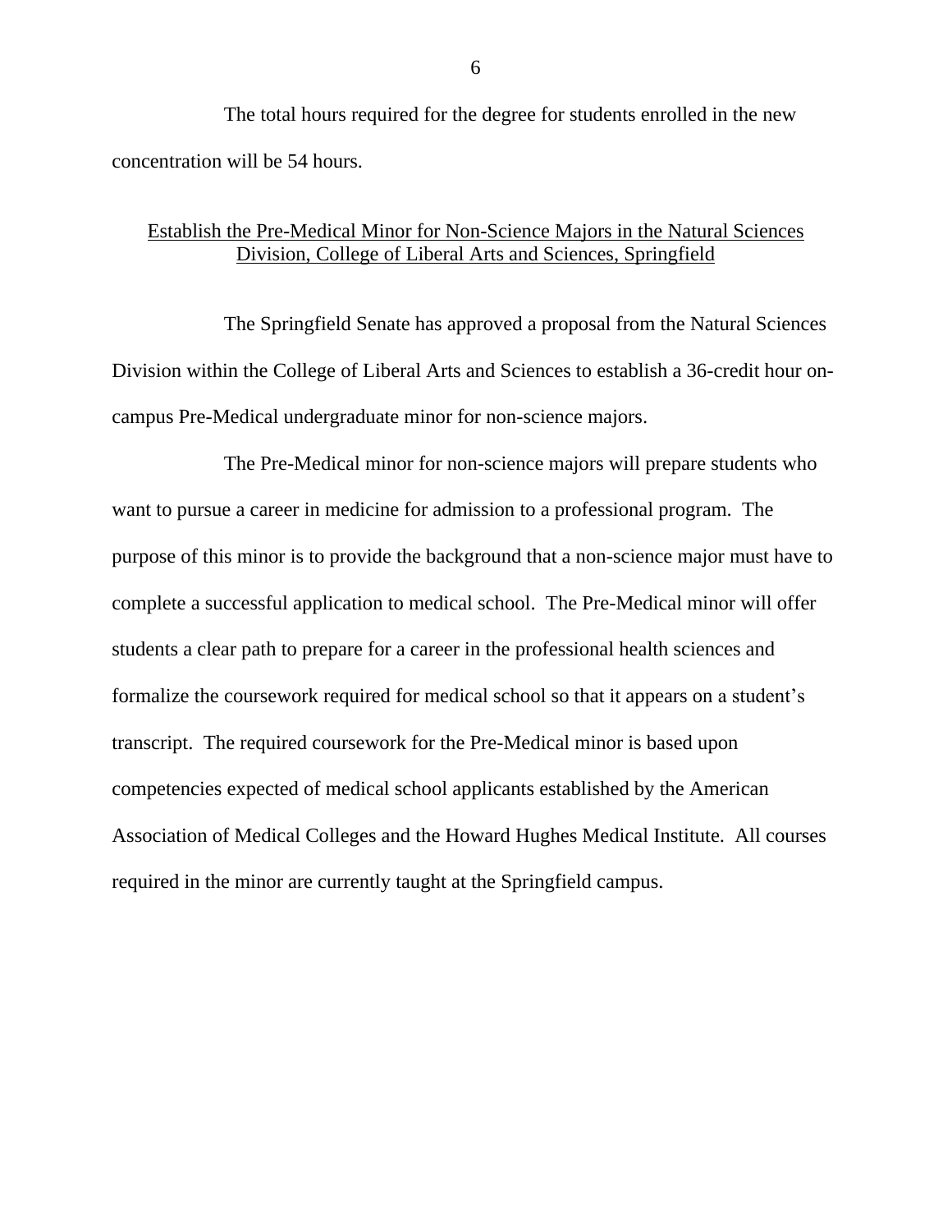The total hours required for the degree for students enrolled in the new concentration will be 54 hours.

## Establish the Pre-Medical Minor for Non-Science Majors in the Natural Sciences Division, College of Liberal Arts and Sciences, Springfield

The Springfield Senate has approved a proposal from the Natural Sciences Division within the College of Liberal Arts and Sciences to establish a 36-credit hour on-campus Pre-Medical undergraduate minor for non-science majors.

The Pre-Medical minor for non-science majors will prepare students who want to pursue a career in medicine for admission to a professional program. The purpose of this minor is to provide the background that a non-science major must have to complete a successful application to medical school. The Pre-Medical minor will offer students a clear path to prepare for a career in the professional health sciences and formalize the coursework required for medical school so that it appears on a student's transcript. The required coursework for the Pre-Medical minor is based upon competencies expected of medical school applicants established by the American Association of Medical Colleges and the Howard Hughes Medical Institute. All courses required in the minor are currently taught at the Springfield campus.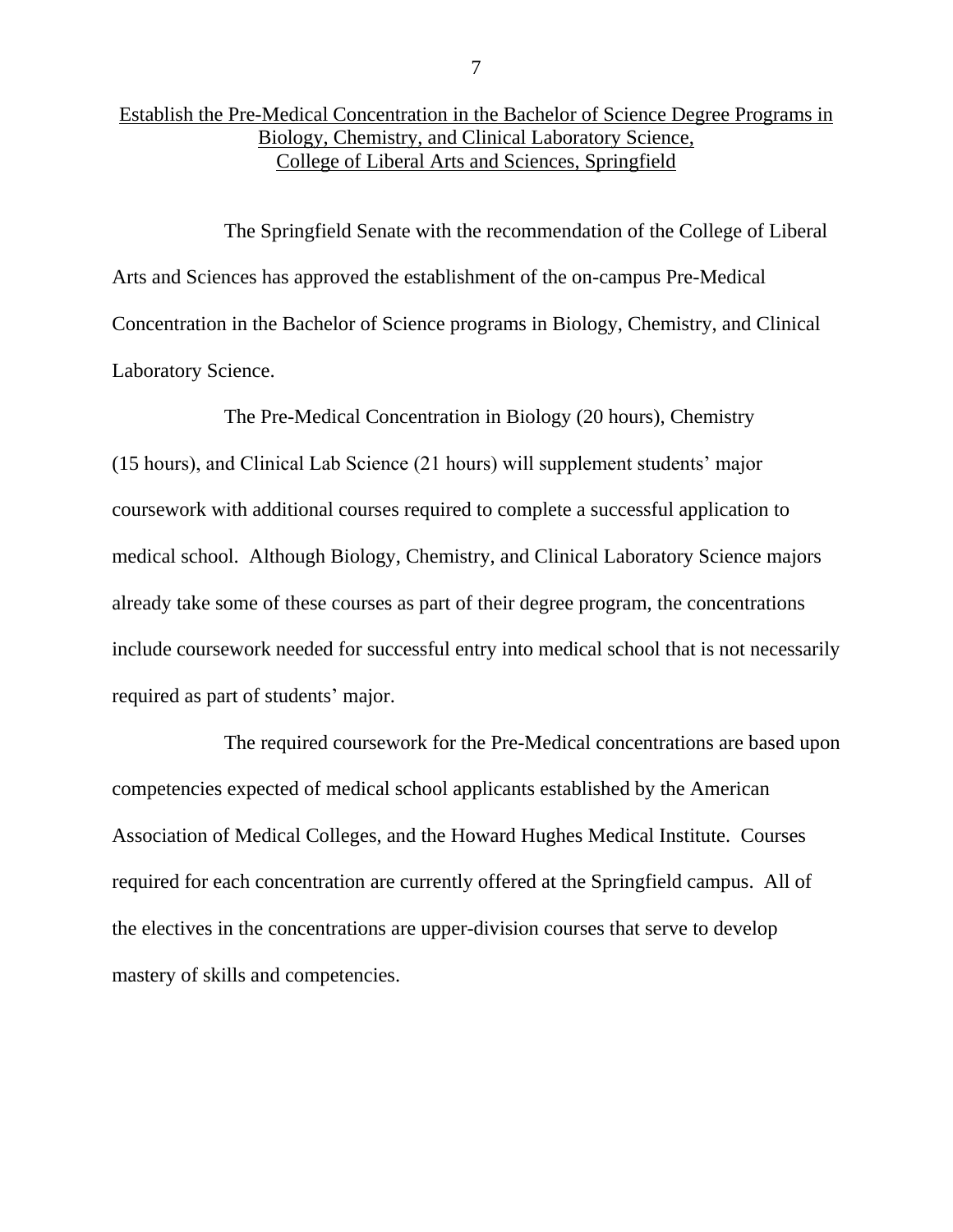## Establish the Pre-Medical Concentration in the Bachelor of Science Degree Programs in Biology, Chemistry, and Clinical Laboratory Science, College of Liberal Arts and Sciences, Springfield

The Springfield Senate with the recommendation of the College of Liberal Arts and Sciences has approved the establishment of the on-campus Pre-Medical Concentration in the Bachelor of Science programs in Biology, Chemistry, and Clinical Laboratory Science.

The Pre-Medical Concentration in Biology (20 hours), Chemistry (15 hours), and Clinical Lab Science (21 hours) will supplement students' major coursework with additional courses required to complete a successful application to medical school. Although Biology, Chemistry, and Clinical Laboratory Science majors already take some of these courses as part of their degree program, the concentrations include coursework needed for successful entry into medical school that is not necessarily required as part of students' major.

The required coursework for the Pre-Medical concentrations are based upon competencies expected of medical school applicants established by the American Association of Medical Colleges, and the Howard Hughes Medical Institute. Courses required for each concentration are currently offered at the Springfield campus. All of the electives in the concentrations are upper-division courses that serve to develop mastery of skills and competencies.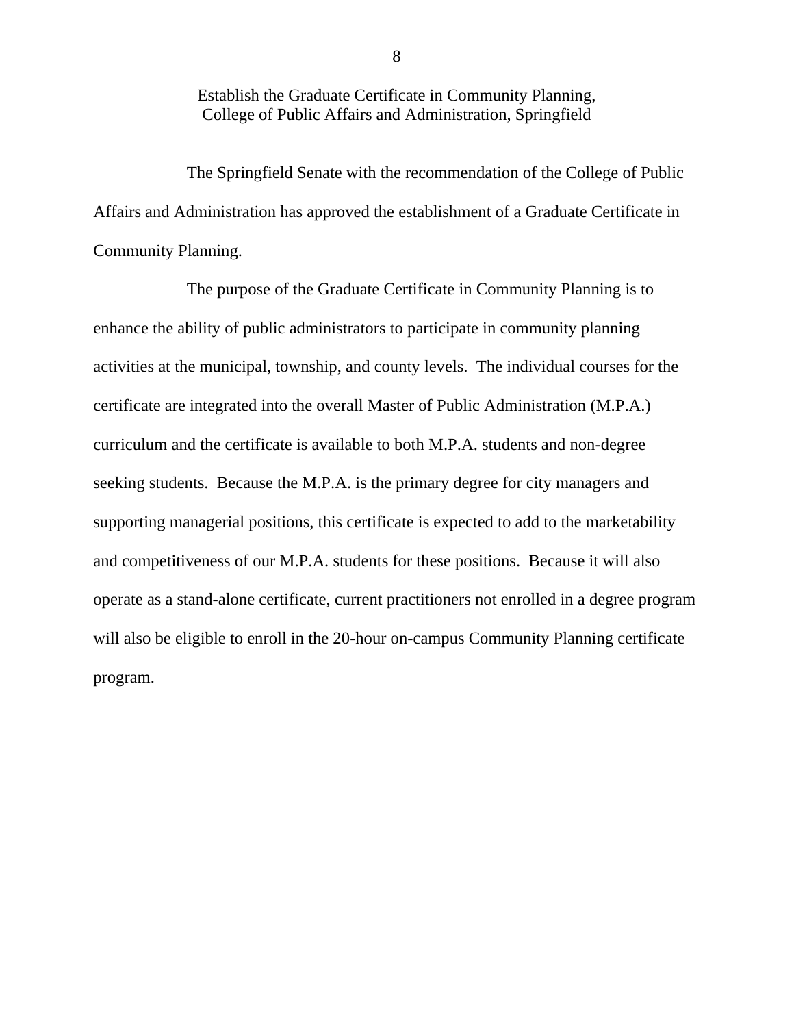## Establish the Graduate Certificate in Community Planning, College of Public Affairs and Administration, Springfield

The Springfield Senate with the recommendation of the College of Public Affairs and Administration has approved the establishment of a Graduate Certificate in Community Planning.

The purpose of the Graduate Certificate in Community Planning is to enhance the ability of public administrators to participate in community planning activities at the municipal, township, and county levels. The individual courses for the certificate are integrated into the overall Master of Public Administration (M.P.A.) curriculum and the certificate is available to both M.P.A. students and non-degree seeking students. Because the M.P.A. is the primary degree for city managers and supporting managerial positions, this certificate is expected to add to the marketability and competitiveness of our M.P.A. students for these positions. Because it will also operate as a stand-alone certificate, current practitioners not enrolled in a degree program will also be eligible to enroll in the 20-hour on-campus Community Planning certificate program.